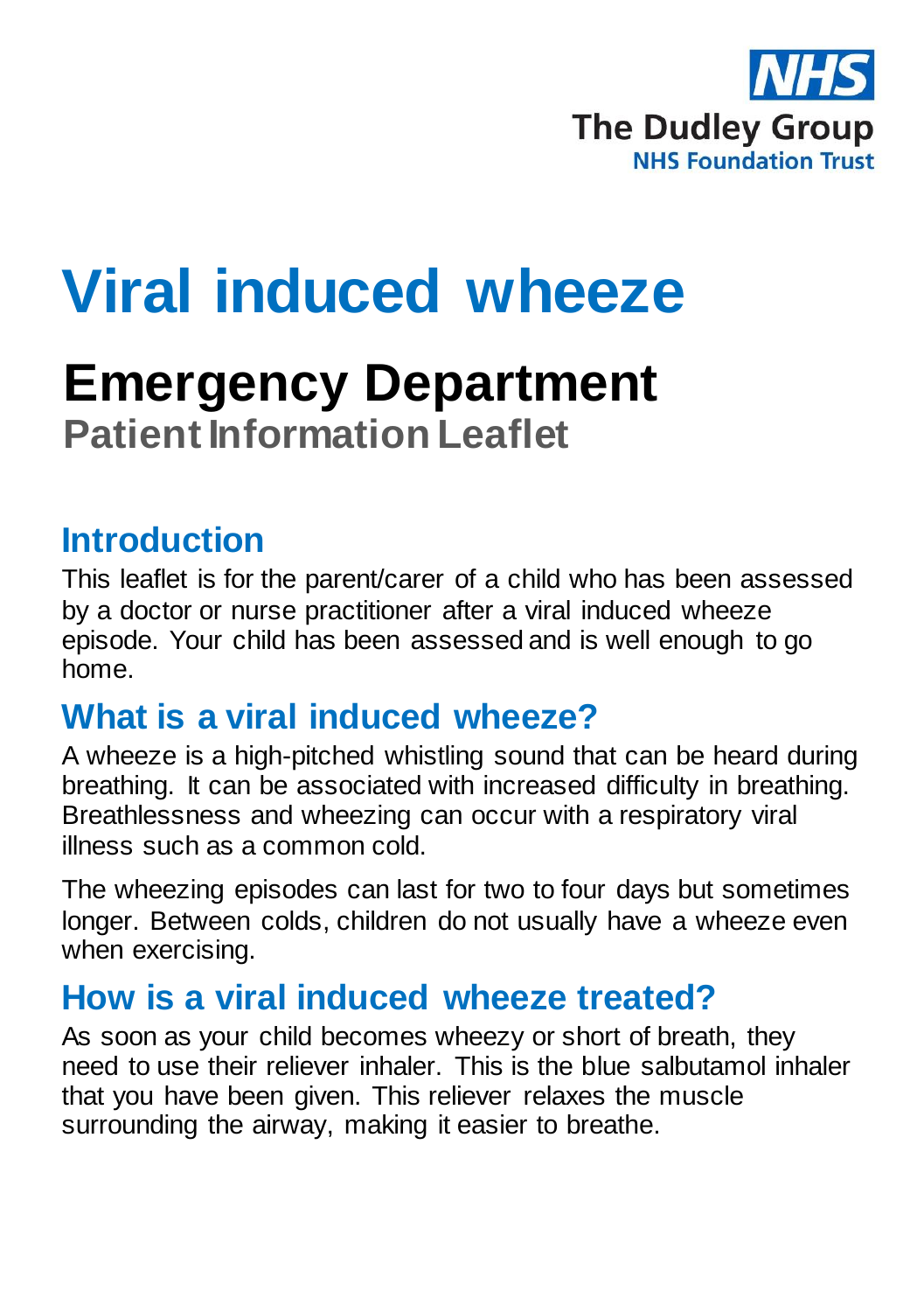NHS
The Dudley Group
NHS Foundation Trust

# Viral induced wheeze

## Emergency Department

**Patient Information Leaflet**

## Introduction

This leaflet is for the parent/carer of a child who has been assessed by a doctor or nurse practitioner after a viral induced wheeze episode. Your child has been assessed and is well enough to go home.

## What is a viral induced wheeze?

A wheeze is a high-pitched whistling sound that can be heard during breathing. It can be associated with increased difficulty in breathing. Breathlessness and wheezing can occur with a respiratory viral illness such as a common cold.

The wheezing episodes can last for two to four days but sometimes longer. Between colds, children do not usually have a wheeze even when exercising.

## How is a viral induced wheeze treated?

As soon as your child becomes wheezy or short of breath, they need to use their reliever inhaler. This is the blue salbutamol inhaler that you have been given. This reliever relaxes the muscle surrounding the airway, making it easier to breathe.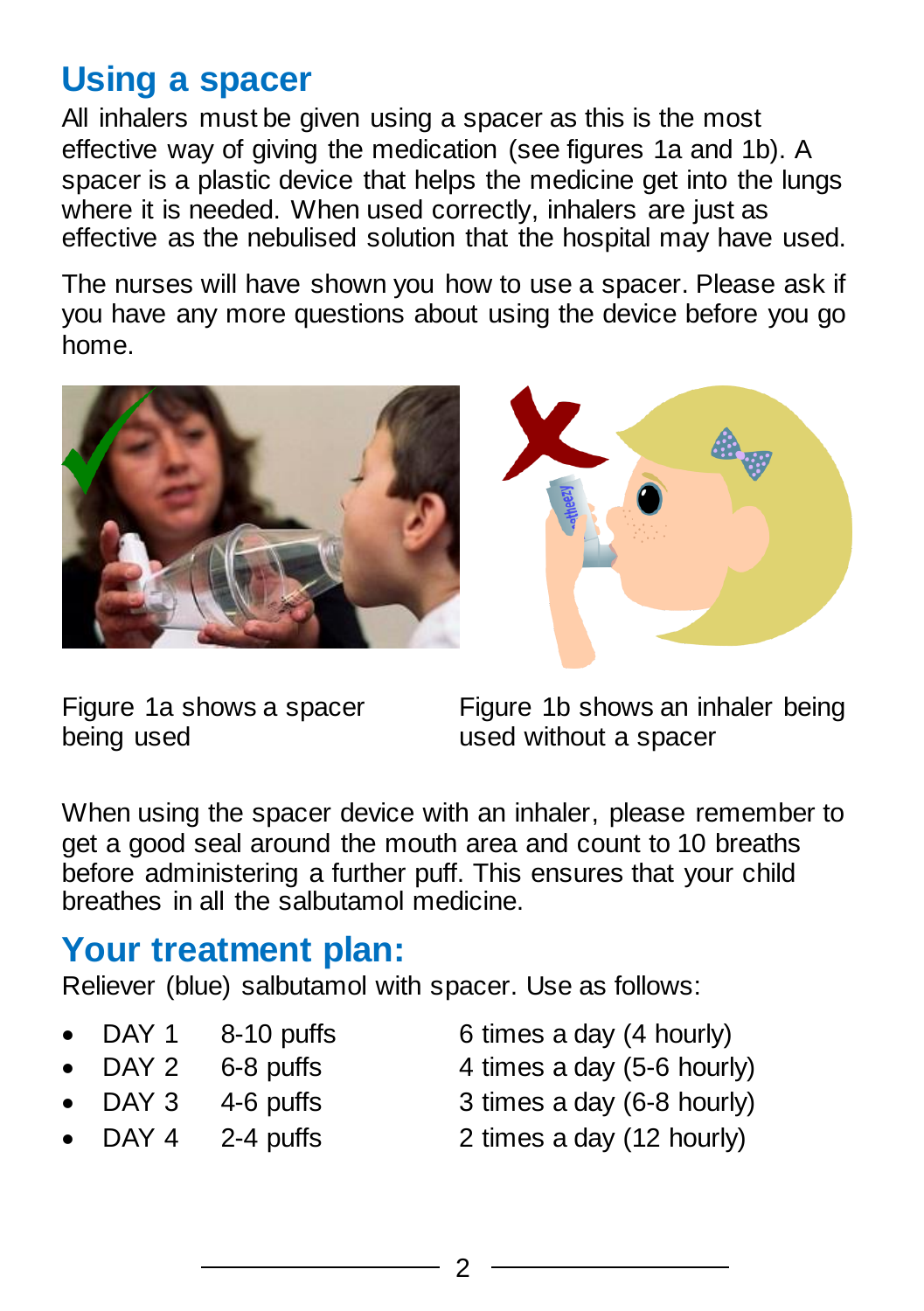## Using a spacer

All inhalers must be given using a spacer as this is the most effective way of giving the medication (see figures 1a and 1b). A spacer is a plastic device that helps the medicine get into the lungs where it is needed. When used correctly, inhalers are just as effective as the nebulised solution that the hospital may have used.

The nurses will have shown you how to use a spacer. Please ask if you have any more questions about using the device before you go home.

Figure 1a shows a spacer being used

Figure 1b shows an inhaler being used without a spacer

When using the spacer device with an inhaler, please remember to get a good seal around the mouth area and count to 10 breaths before administering a further puff. This ensures that your child breathes in all the salbutamol medicine.

## Your treatment plan:

Reliever (blue) salbutamol with spacer. Use as follows:

- DAY 1 8-10 puffs 6 times a day (4 hourly)
- DAY 2 6-8 puffs 4 times a day (5-6 hourly)
- DAY 3 4-6 puffs 3 times a day (6-8 hourly)
- DAY 4 2-4 puffs 2 times a day (12 hourly)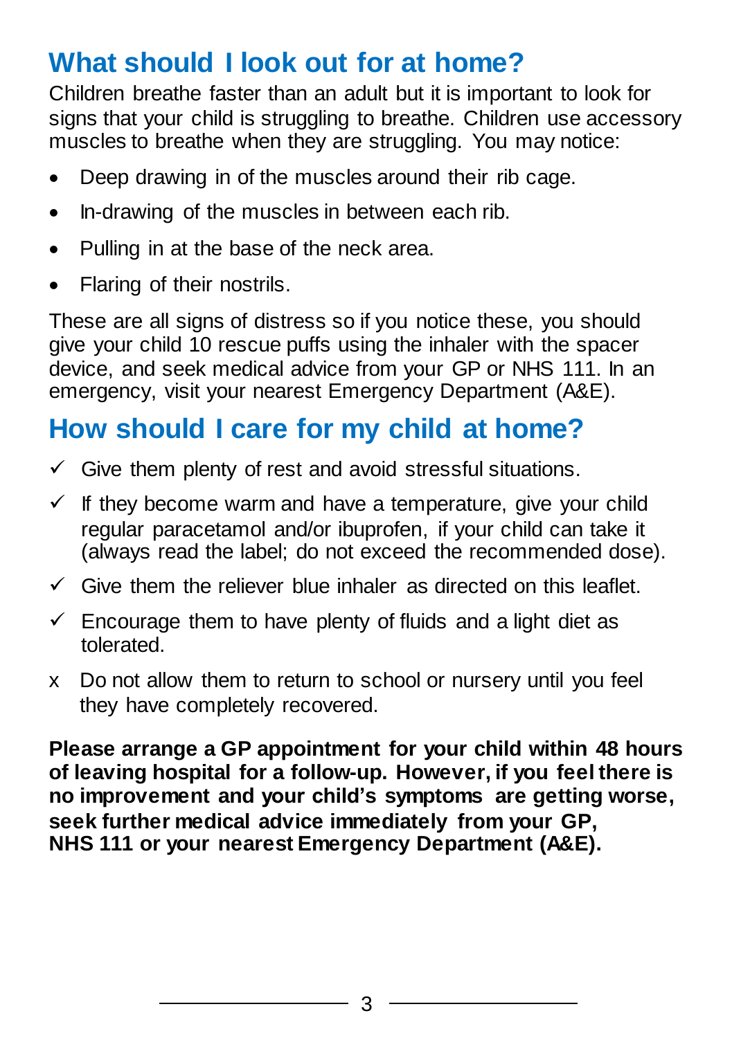## What should I look out for at home?

Children breathe faster than an adult but it is important to look for signs that your child is struggling to breathe. Children use accessory muscles to breathe when they are struggling. You may notice:

- Deep drawing in of the muscles around their rib cage.
- In-drawing of the muscles in between each rib.
- Pulling in at the base of the neck area.
- Flaring of their nostrils.

These are all signs of distress so if you notice these, you should give your child 10 rescue puffs using the inhaler with the spacer device, and seek medical advice from your GP or NHS 111. In an emergency, visit your nearest Emergency Department (A&E).

## How should I care for my child at home?

- ✓ Give them plenty of rest and avoid stressful situations.
- ✓ If they become warm and have a temperature, give your child regular paracetamol and/or ibuprofen, if your child can take it (always read the label; do not exceed the recommended dose).
- ✓ Give them the reliever blue inhaler as directed on this leaflet.
- ✓ Encourage them to have plenty of fluids and a light diet as tolerated.
- x Do not allow them to return to school or nursery until you feel they have completely recovered.

**Please arrange a GP appointment for your child within 48 hours of leaving hospital for a follow-up. However, if you feel there is no improvement and your child's symptoms are getting worse, seek further medical advice immediately from your GP, NHS 111 or your nearest Emergency Department (A&E).**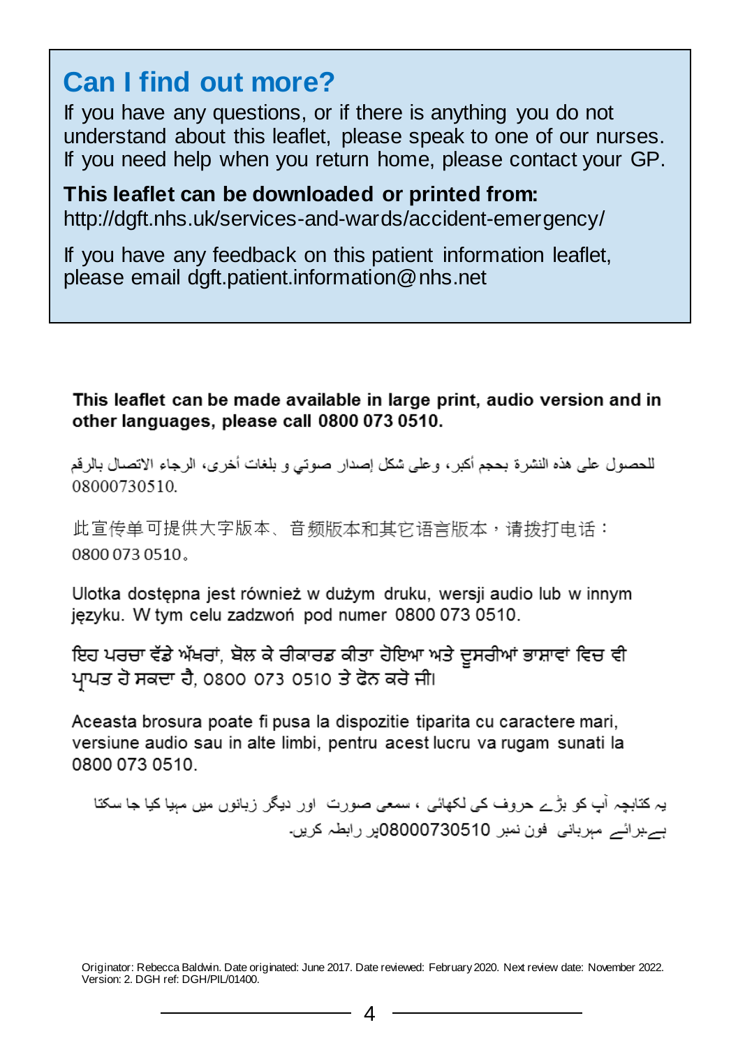## Can I find out more?

If you have any questions, or if there is anything you do not understand about this leaflet, please speak to one of our nurses. If you need help when you return home, please contact your GP.

**This leaflet can be downloaded or printed from:**
http://dgft.nhs.uk/services-and-wards/accident-emergency/

If you have any feedback on this patient information leaflet, please email dgft.patient.information@nhs.net

**This leaflet can be made available in large print, audio version and in other languages, please call 0800 073 0510.**

للحصول على هذه النشرة بحجم أكبر، وعلى شكل إصدار صوتي و بلغات أخرى، الرجاء الاتصال بالرقم 08000730510.

此宣传单可提供大字版本、音频版本和其它语言版本，请拨打电话：0800 073 0510。

Ulotka dostępna jest również w dużym druku, wersji audio lub w innym języku. W tym celu zadzwoń pod numer 0800 073 0510.

ਇਹ ਪਰਚਾ ਵੱਡੇ ਅੱਖਰਾਂ, ਬੋਲ ਕੇ ਰੀਕਾਰਡ ਕੀਤਾ ਹੋਇਆ ਅਤੇ ਦੂਸਰੀਆਂ ਭਾਸ਼ਾਵਾਂ ਵਿਚ ਵੀ ਪ੍ਰਾਪਤ ਹੋ ਸਕਦਾ ਹੈ, 0800 073 0510 ਤੇ ਫੋਨ ਕਰੋ ਜੀ।

Aceasta brosura poate fi pusa la dispozitie tiparita cu caractere mari, versiune audio sau in alte limbi, pentru acest lucru va rugam sunati la 0800 073 0510.

یہ کتابچہ آپ کو بڑے حروف کی لکھائی ، سمعی صورت اور دیگر زبانوں میں مہیا کیا جا سکتا ہےبرائے مہربانی فون نمبر 08000730510پر رابطہ کریں۔

Originator: Rebecca Baldwin. Date originated: June 2017. Date reviewed: February 2020. Next review date: November 2022. Version: 2. DGH ref: DGH/PIL/01400.